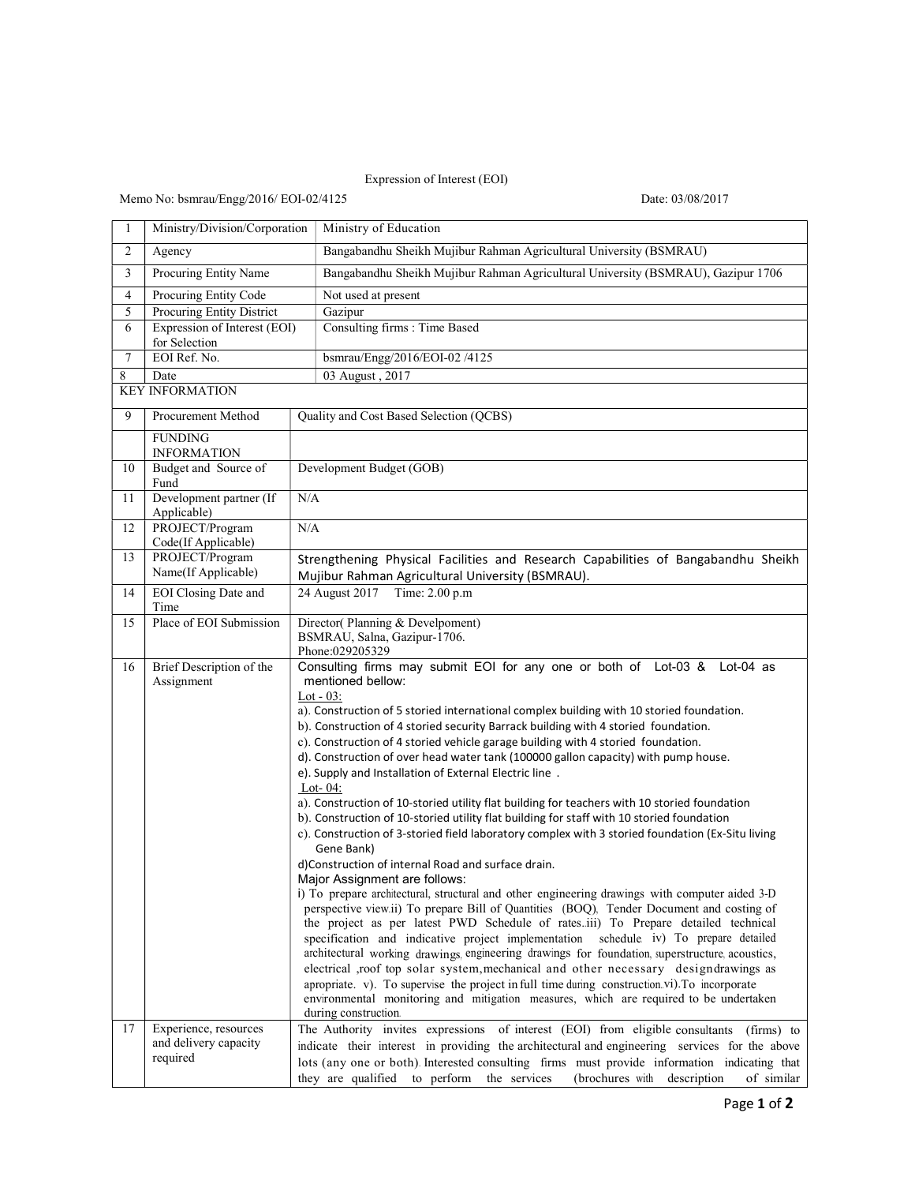Expression of Interest (EOI)

Memo No: bsmrau/Engg/2016/ EOI-02/4125 Date: 03/08/2017

| | | |
|---|---|---|
| 1 | Ministry/Division/Corporation | Ministry of Education |
| 2 | Agency | Bangabandhu Sheikh Mujibur Rahman Agricultural University (BSMRAU) |
| 3 | Procuring Entity Name | Bangabandhu Sheikh Mujibur Rahman Agricultural University (BSMRAU), Gazipur 1706 |
| 4 | Procuring Entity Code | Not used at present |
| 5 | Procuring Entity District | Gazipur |
| 6 | Expression of Interest (EOI) for Selection | Consulting firms : Time Based |
| 7 | EOI Ref. No. | bsmrau/Engg/2016/EOI-02 /4125 |
| 8 | Date | 03 August , 2017 |
| KEY INFORMATION | | |
| 9 | Procurement Method | Quality and Cost Based Selection (QCBS) |
| | FUNDING INFORMATION | |
| 10 | Budget and Source of Fund | Development Budget (GOB) |
| 11 | Development partner (If Applicable) | N/A |
| 12 | PROJECT/Program Code(If Applicable) | N/A |
| 13 | PROJECT/Program Name(If Applicable) | Strengthening Physical Facilities and Research Capabilities of Bangabandhu Sheikh Mujibur Rahman Agricultural University (BSMRAU). |
| 14 | EOI Closing Date and Time | 24 August 2017 Time: 2.00 p.m |
| 15 | Place of EOI Submission | Director( Planning & Develpoment)<br>BSMRAU, Salna, Gazipur-1706.<br>Phone:029205329 |
| 16 | Brief Description of the Assignment | Consulting firms may submit EOI for any one or both of Lot-03 & Lot-04 as mentioned bellow:<br>Lot - 03:<br>a). Construction of 5 storied international complex building with 10 storied foundation.<br>b). Construction of 4 storied security Barrack building with 4 storied foundation.<br>c). Construction of 4 storied vehicle garage building with 4 storied foundation.<br>d). Construction of over head water tank (100000 gallon capacity) with pump house.<br>e). Supply and Installation of External Electric line .<br>Lot- 04:<br>a). Construction of 10-storied utility flat building for teachers with 10 storied foundation<br>b). Construction of 10-storied utility flat building for staff with 10 storied foundation<br>c). Construction of 3-storied field laboratory complex with 3 storied foundation (Ex-Situ living Gene Bank)<br>d)Construction of internal Road and surface drain.<br>Major Assignment are follows:<br>i) To prepare architectural, structural and other engineering drawings with computer aided 3-D perspective view.ii) To prepare Bill of Quantities (BOQ), Tender Document and costing of the project as per latest PWD Schedule of rates..iii) To Prepare detailed technical specification and indicative project implementation schedule. iv) To prepare detailed architectural working drawings, engineering drawings for foundation, superstructure, acoustics, electrical ,roof top solar system,mechanical and other necessary designdrawings as apropriate. v). To supervise the project in full time during construction.vi).To incorporate environmental monitoring and mitigation measures, which are required to be undertaken during construction. |
| 17 | Experience, resources and delivery capacity required | The Authority invites expressions of interest (EOI) from eligible consultants (firms) to indicate their interest in providing the architectural and engineering services for the above lots (any one or both). Interested consulting firms must provide information indicating that they are qualified to perform the services (brochures with description of similar |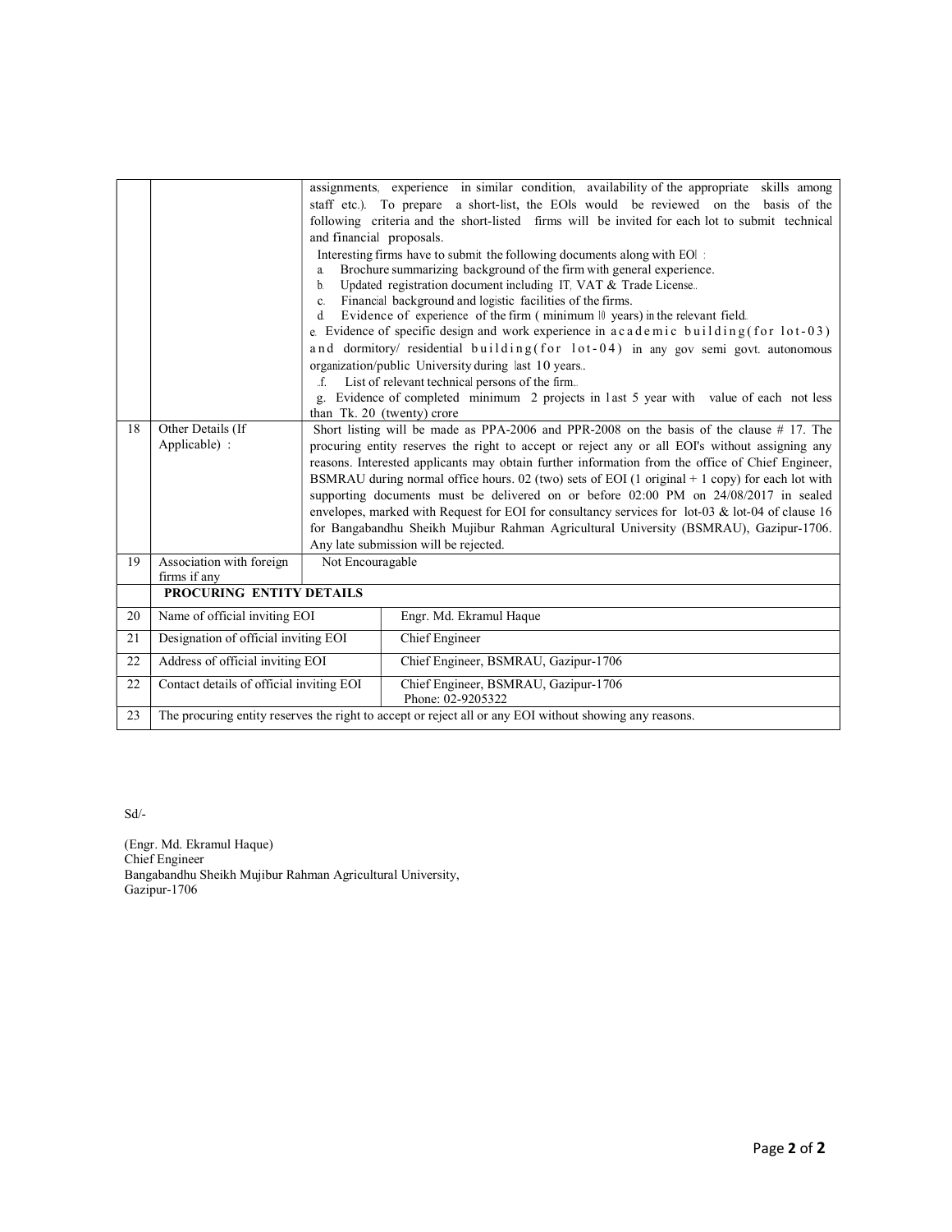| | | |
|---|---|---|
| | | assignments, experience in similar condition, availability of the appropriate skills among staff etc.). To prepare a short-list, the EOIs would be reviewed on the basis of the following criteria and the short-listed firms will be invited for each lot to submit technical and financial proposals.<br>Interesting firms have to submit the following documents along with EOI :<br>a. Brochure summarizing background of the firm with general experience.<br>b. Updated registration document including IT, VAT & Trade License..<br>c. Financial background and logistic facilities of the firms.<br>d. Evidence of experience of the firm ( minimum 10 years) in the relevant field..<br>e. Evidence of specific design and work experience in academic building(for lot-03) and dormitory/ residential building(for lot-04) in any gov semi govt. autonomous organization/public University during last 10 years..<br>f. List of relevant technical persons of the firm..<br>g. Evidence of completed minimum 2 projects in last 5 year with value of each not less than Tk. 20 (twenty) crore |
| 18 | Other Details (If Applicable) : | Short listing will be made as PPA-2006 and PPR-2008 on the basis of the clause # 17. The procuring entity reserves the right to accept or reject any or all EOI's without assigning any reasons. Interested applicants may obtain further information from the office of Chief Engineer, BSMRAU during normal office hours. 02 (two) sets of EOI (1 original + 1 copy) for each lot with supporting documents must be delivered on or before 02:00 PM on 24/08/2017 in sealed envelopes, marked with Request for EOI for consultancy services for lot-03 & lot-04 of clause 16 for Bangabandhu Sheikh Mujibur Rahman Agricultural University (BSMRAU), Gazipur-1706. Any late submission will be rejected. |
| 19 | Association with foreign firms if any | Not Encouragable |
| | **PROCURING ENTITY DETAILS** | |
| 20 | Name of official inviting EOI | Engr. Md. Ekramul Haque |
| 21 | Designation of official inviting EOI | Chief Engineer |
| 22 | Address of official inviting EOI | Chief Engineer, BSMRAU, Gazipur-1706 |
| 22 | Contact details of official inviting EOI | Chief Engineer, BSMRAU, Gazipur-1706<br>Phone: 02-9205322 |
| 23 | The procuring entity reserves the right to accept or reject all or any EOI without showing any reasons. | |

Sd/-

(Engr. Md. Ekramul Haque)
Chief Engineer
Bangabandhu Sheikh Mujibur Rahman Agricultural University,
Gazipur-1706